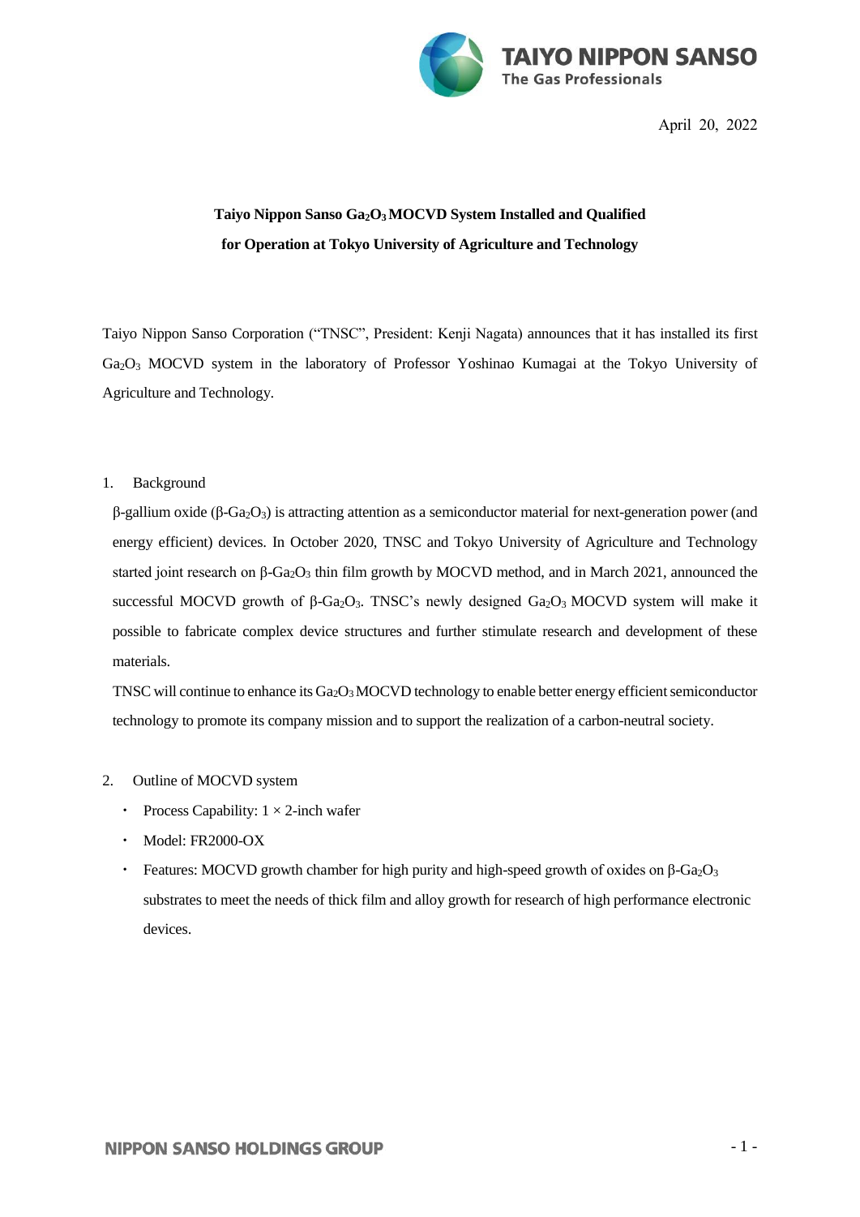TAIYO NIPPON SANSO
The Gas Professionals

April 20, 2022

# Taiyo Nippon Sanso $Ga_2O_3$ MOCVD System Installed and Qualified for Operation at Tokyo University of Agriculture and Technology

Taiyo Nippon Sanso Corporation ("TNSC", President: Kenji Nagata) announces that it has installed its first $Ga_2O_3$ MOCVD system in the laboratory of Professor Yoshinao Kumagai at the Tokyo University of Agriculture and Technology.

## 1. Background

β-gallium oxide (β-$Ga_2O_3$) is attracting attention as a semiconductor material for next-generation power (and energy efficient) devices. In October 2020, TNSC and Tokyo University of Agriculture and Technology started joint research on β-$Ga_2O_3$ thin film growth by MOCVD method, and in March 2021, announced the successful MOCVD growth of β-$Ga_2O_3$. TNSC's newly designed $Ga_2O_3$ MOCVD system will make it possible to fabricate complex device structures and further stimulate research and development of these materials.

TNSC will continue to enhance its $Ga_2O_3$ MOCVD technology to enable better energy efficient semiconductor technology to promote its company mission and to support the realization of a carbon-neutral society.

## 2. Outline of MOCVD system

- Process Capability: 1 × 2-inch wafer
- Model: FR2000-OX
- Features: MOCVD growth chamber for high purity and high-speed growth of oxides on β-$Ga_2O_3$ substrates to meet the needs of thick film and alloy growth for research of high performance electronic devices.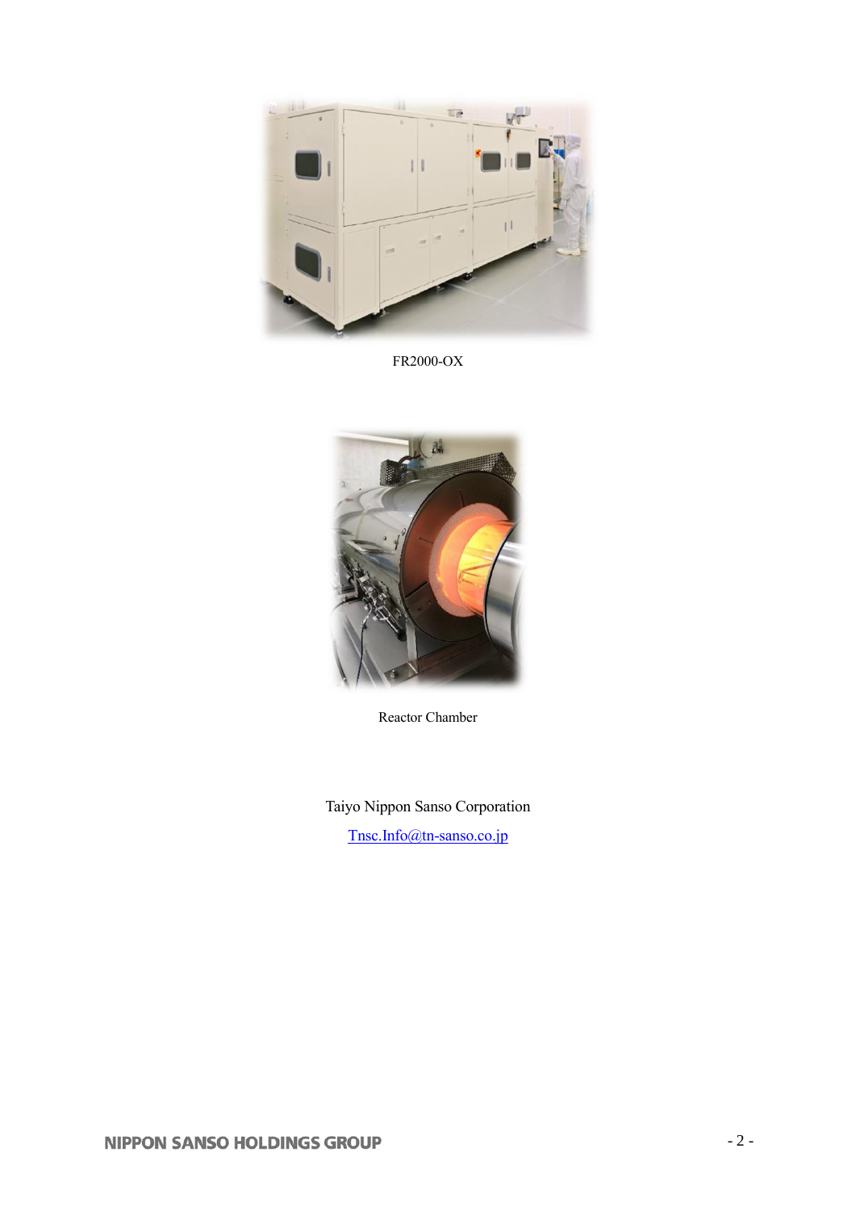FR2000-OX

Reactor Chamber

Taiyo Nippon Sanso Corporation

Tnsc.Info@tn-sanso.co.jp